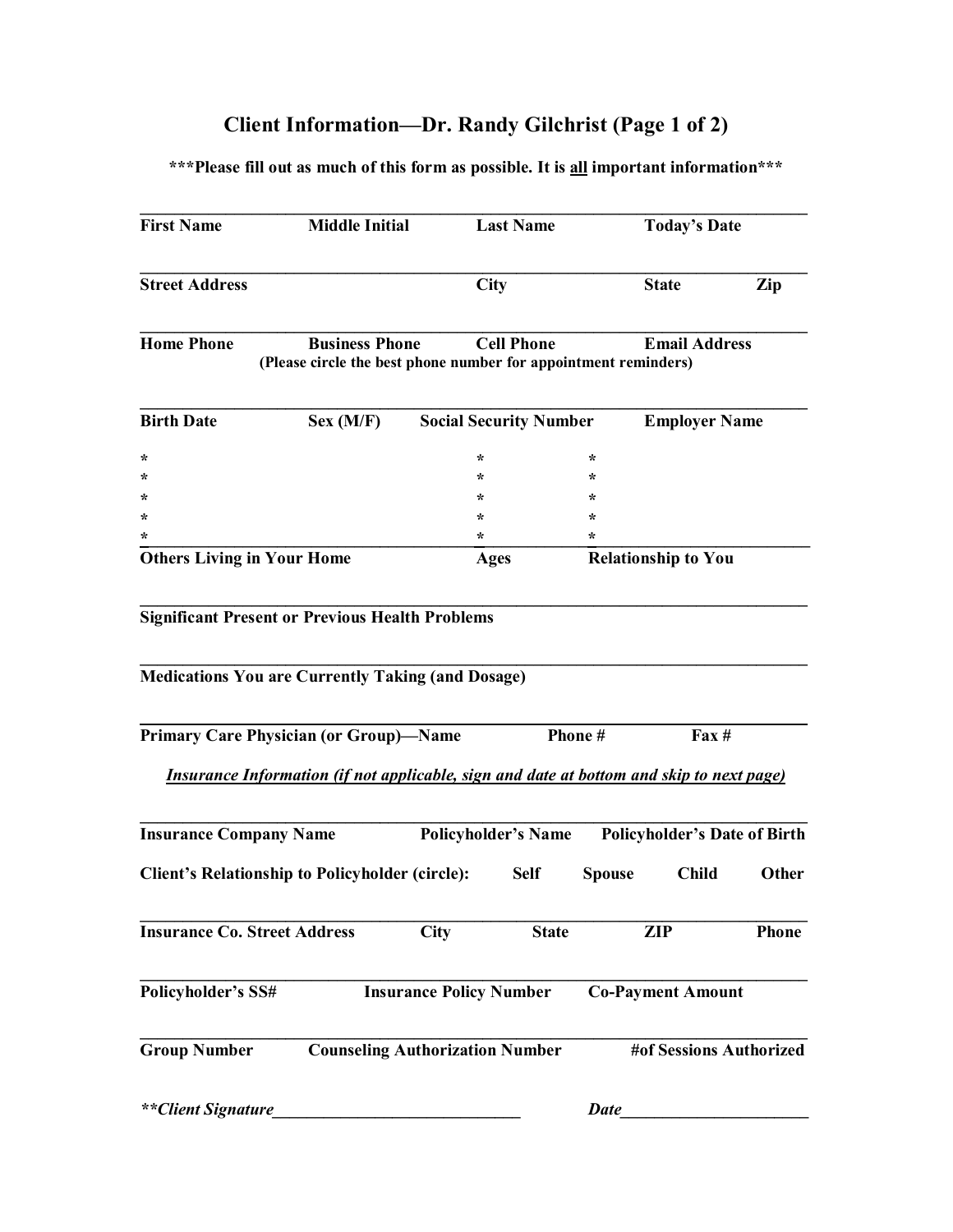# Client Information—Dr. Randy Gilchrist (Page 1 of 2)

**\*\*\*Please fill out as much of this form as possible. It is all important information\*\*\***

______________________________________________________________________

**First Name** **Middle Initial** **Last Name** **Today's Date**

______________________________________________________________________

**Street Address** **City** **State** **Zip**

______________________________________________________________________

**Home Phone** **Business Phone** **Cell Phone** **Email Address**
**(Please circle the best phone number for appointment reminders)**

______________________________________________________________________

**Birth Date** **Sex (M/F)** **Social Security Number** **Employer Name**

| Others Living in Your Home | Ages | Relationship to You |
|---|---|---|
| * | * | * |
| * | * | * |
| * | * | * |
| * | * | * |
| * | * | * |

______________________________________________________________________

**Significant Present or Previous Health Problems**

______________________________________________________________________

**Medications You are Currently Taking (and Dosage)**

______________________________________________________________________

**Primary Care Physician (or Group)—Name** **Phone #** **Fax #**

***Insurance Information (if not applicable, sign and date at bottom and skip to next page)***

______________________________________________________________________

**Insurance Company Name** **Policyholder's Name** **Policyholder's Date of Birth**

**Client's Relationship to Policyholder (circle):** **Self** **Spouse** **Child** **Other**

______________________________________________________________________

**Insurance Co. Street Address** **City** **State** **ZIP** **Phone**

______________________________________________________________________

**Policyholder's SS#** **Insurance Policy Number** **Co-Payment Amount**

______________________________________________________________________

**Group Number** **Counseling Authorization Number** **#of Sessions Authorized**

***\*\*Client Signature*** ______________________________ ***Date*** ______________________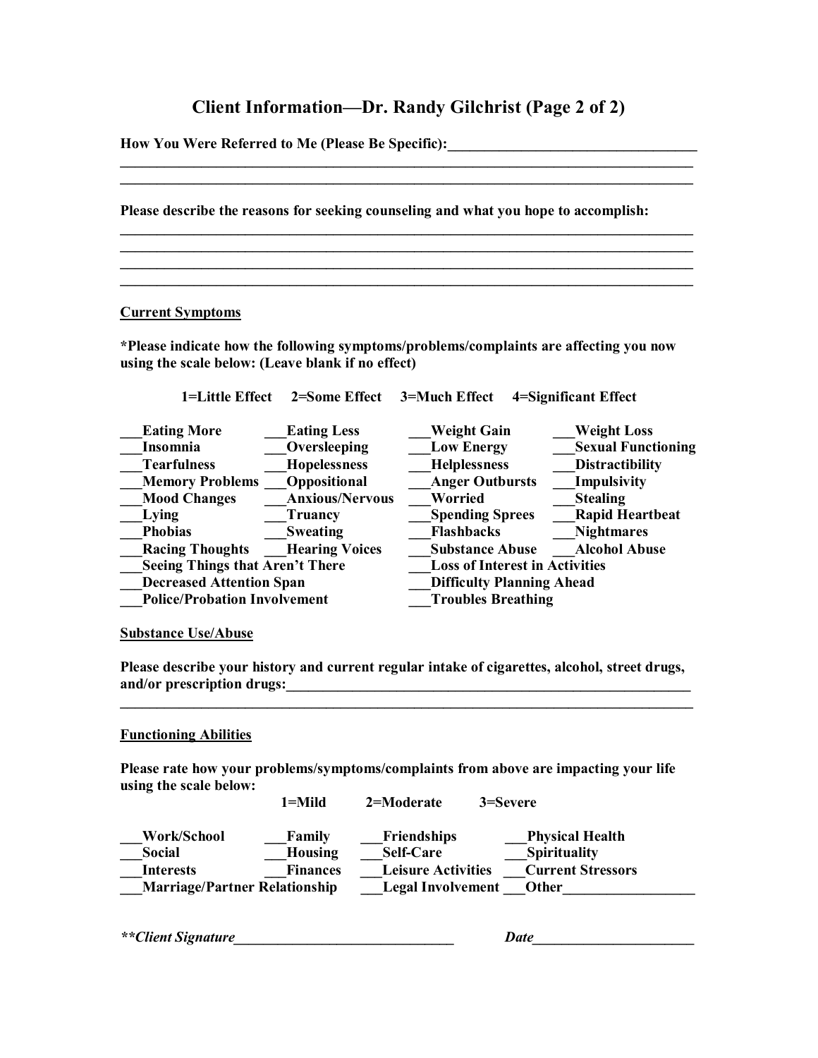# Client Information—Dr. Randy Gilchrist (Page 2 of 2)

**How You Were Referred to Me (Please Be Specific):**___________________________________
___________________________________________________________________________________
___________________________________________________________________________________

**Please describe the reasons for seeking counseling and what you hope to accomplish:**
___________________________________________________________________________________
___________________________________________________________________________________
___________________________________________________________________________________
___________________________________________________________________________________

## Current Symptoms

***Please indicate how the following symptoms/problems/complaints are affecting you now using the scale below: (Leave blank if no effect)**

**1=Little Effect  2=Some Effect  3=Much Effect  4=Significant Effect**

| | | | |
|---|---|---|---|
| ___**Eating More** | ___**Eating Less** | ___**Weight Gain** | ___**Weight Loss** |
| ___**Insomnia** | ___**Oversleeping** | ___**Low Energy** | ___**Sexual Functioning** |
| ___**Tearfulness** | ___**Hopelessness** | ___**Helplessness** | ___**Distractibility** |
| ___**Memory Problems** | ___**Oppositional** | ___**Anger Outbursts** | ___**Impulsivity** |
| ___**Mood Changes** | ___**Anxious/Nervous** | ___**Worried** | ___**Stealing** |
| ___**Lying** | ___**Truancy** | ___**Spending Sprees** | ___**Rapid Heartbeat** |
| ___**Phobias** | ___**Sweating** | ___**Flashbacks** | ___**Nightmares** |
| ___**Racing Thoughts** | ___**Hearing Voices** | ___**Substance Abuse** | ___**Alcohol Abuse** |
| ___**Seeing Things that Aren't There** | | ___**Loss of Interest in Activities** | |
| ___**Decreased Attention Span** | | ___**Difficulty Planning Ahead** | |
| ___**Police/Probation Involvement** | | ___**Troubles Breathing** | |

## Substance Use/Abuse

**Please describe your history and current regular intake of cigarettes, alcohol, street drugs, and/or prescription drugs:**___________________________________________________
___________________________________________________________________________________

## Functioning Abilities

**Please rate how your problems/symptoms/complaints from above are impacting your life using the scale below:**

**1=Mild  2=Moderate  3=Severe**

| | | | |
|---|---|---|---|
| ___**Work/School** | ___**Family** | ___**Friendships** | ___**Physical Health** |
| ___**Social** | ___**Housing** | ___**Self-Care** | ___**Spirituality** |
| ___**Interests** | ___**Finances** | ___**Leisure Activities** | ___**Current Stressors** |
| ___**Marriage/Partner Relationship** | | ___**Legal Involvement** | ___**Other**_________________ |

***\*\*Client Signature***______________________________ ***Date***______________________